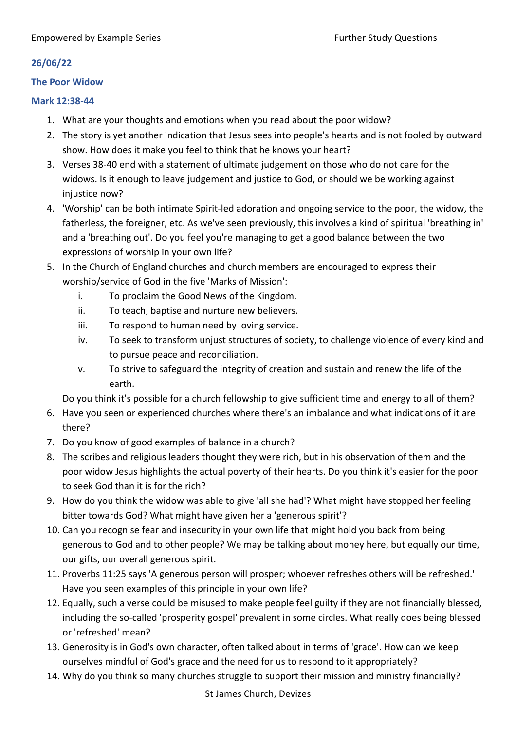Empowered by Example Series | Further Study Questions

### 26/06/22

### The Poor Widow

### Mark 12:38-44

1. What are your thoughts and emotions when you read about the poor widow?
2. The story is yet another indication that Jesus sees into people's hearts and is not fooled by outward show. How does it make you feel to think that he knows your heart?
3. Verses 38-40 end with a statement of ultimate judgement on those who do not care for the widows. Is it enough to leave judgement and justice to God, or should we be working against injustice now?
4. 'Worship' can be both intimate Spirit-led adoration and ongoing service to the poor, the widow, the fatherless, the foreigner, etc. As we've seen previously, this involves a kind of spiritual 'breathing in' and a 'breathing out'. Do you feel you're managing to get a good balance between the two expressions of worship in your own life?
5. In the Church of England churches and church members are encouraged to express their worship/service of God in the five 'Marks of Mission':
   1. To proclaim the Good News of the Kingdom.
   2. To teach, baptise and nurture new believers.
   3. To respond to human need by loving service.
   4. To seek to transform unjust structures of society, to challenge violence of every kind and to pursue peace and reconciliation.
   5. To strive to safeguard the integrity of creation and sustain and renew the life of the earth.

   Do you think it's possible for a church fellowship to give sufficient time and energy to all of them?
6. Have you seen or experienced churches where there's an imbalance and what indications of it are there?
7. Do you know of good examples of balance in a church?
8. The scribes and religious leaders thought they were rich, but in his observation of them and the poor widow Jesus highlights the actual poverty of their hearts. Do you think it's easier for the poor to seek God than it is for the rich?
9. How do you think the widow was able to give 'all she had'? What might have stopped her feeling bitter towards God? What might have given her a 'generous spirit'?
10. Can you recognise fear and insecurity in your own life that might hold you back from being generous to God and to other people? We may be talking about money here, but equally our time, our gifts, our overall generous spirit.
11. Proverbs 11:25 says 'A generous person will prosper; whoever refreshes others will be refreshed.' Have you seen examples of this principle in your own life?
12. Equally, such a verse could be misused to make people feel guilty if they are not financially blessed, including the so-called 'prosperity gospel' prevalent in some circles. What really does being blessed or 'refreshed' mean?
13. Generosity is in God's own character, often talked about in terms of 'grace'. How can we keep ourselves mindful of God's grace and the need for us to respond to it appropriately?
14. Why do you think so many churches struggle to support their mission and ministry financially?

St James Church, Devizes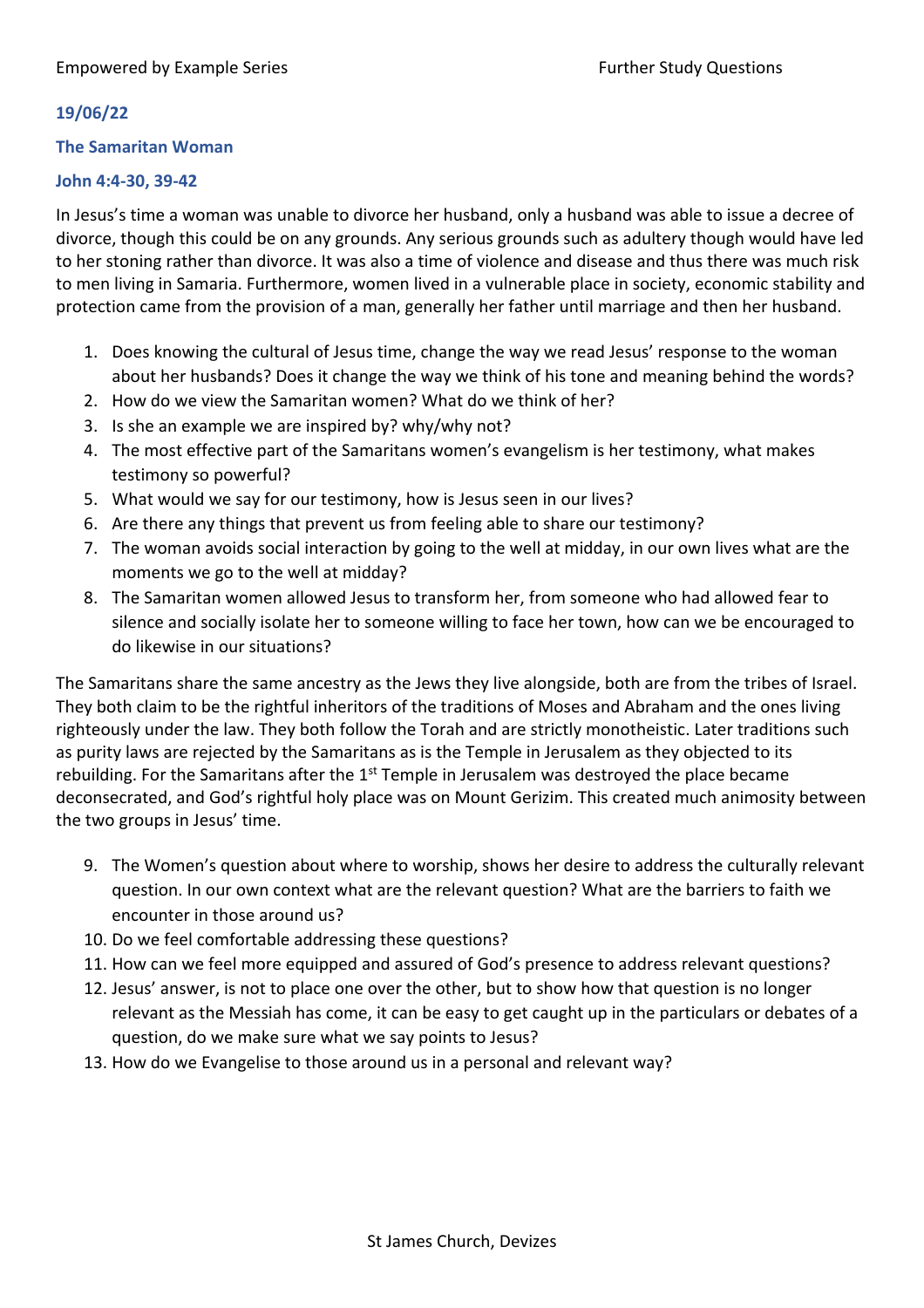**19/06/22**

**The Samaritan Woman**

**John 4:4-30, 39-42**

In Jesus's time a woman was unable to divorce her husband, only a husband was able to issue a decree of divorce, though this could be on any grounds. Any serious grounds such as adultery though would have led to her stoning rather than divorce. It was also a time of violence and disease and thus there was much risk to men living in Samaria. Furthermore, women lived in a vulnerable place in society, economic stability and protection came from the provision of a man, generally her father until marriage and then her husband.

1. Does knowing the cultural of Jesus time, change the way we read Jesus' response to the woman about her husbands? Does it change the way we think of his tone and meaning behind the words?
2. How do we view the Samaritan women? What do we think of her?
3. Is she an example we are inspired by? why/why not?
4. The most effective part of the Samaritans women's evangelism is her testimony, what makes testimony so powerful?
5. What would we say for our testimony, how is Jesus seen in our lives?
6. Are there any things that prevent us from feeling able to share our testimony?
7. The woman avoids social interaction by going to the well at midday, in our own lives what are the moments we go to the well at midday?
8. The Samaritan women allowed Jesus to transform her, from someone who had allowed fear to silence and socially isolate her to someone willing to face her town, how can we be encouraged to do likewise in our situations?

The Samaritans share the same ancestry as the Jews they live alongside, both are from the tribes of Israel. They both claim to be the rightful inheritors of the traditions of Moses and Abraham and the ones living righteously under the law. They both follow the Torah and are strictly monotheistic. Later traditions such as purity laws are rejected by the Samaritans as is the Temple in Jerusalem as they objected to its rebuilding. For the Samaritans after the 1st Temple in Jerusalem was destroyed the place became deconsecrated, and God's rightful holy place was on Mount Gerizim. This created much animosity between the two groups in Jesus' time.

9. The Women's question about where to worship, shows her desire to address the culturally relevant question. In our own context what are the relevant question? What are the barriers to faith we encounter in those around us?
10. Do we feel comfortable addressing these questions?
11. How can we feel more equipped and assured of God's presence to address relevant questions?
12. Jesus' answer, is not to place one over the other, but to show how that question is no longer relevant as the Messiah has come, it can be easy to get caught up in the particulars or debates of a question, do we make sure what we say points to Jesus?
13. How do we Evangelise to those around us in a personal and relevant way?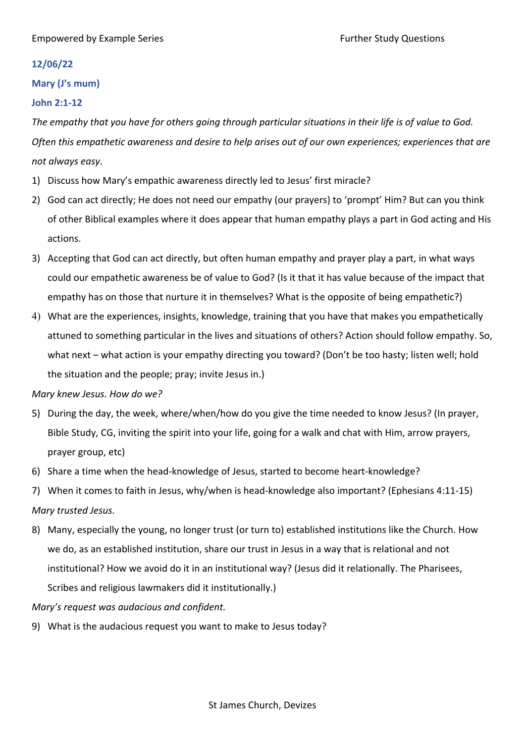**12/06/22**

**Mary (J's mum)**

**John 2:1-12**

*The empathy that you have for others going through particular situations in their life is of value to God. Often this empathetic awareness and desire to help arises out of our own experiences; experiences that are not always easy.*

1) Discuss how Mary's empathic awareness directly led to Jesus' first miracle?
2) God can act directly; He does not need our empathy (our prayers) to 'prompt' Him? But can you think of other Biblical examples where it does appear that human empathy plays a part in God acting and His actions.
3) Accepting that God can act directly, but often human empathy and prayer play a part, in what ways could our empathetic awareness be of value to God? (Is it that it has value because of the impact that empathy has on those that nurture it in themselves? What is the opposite of being empathetic?)
4) What are the experiences, insights, knowledge, training that you have that makes you empathetically attuned to something particular in the lives and situations of others? Action should follow empathy. So, what next – what action is your empathy directing you toward? (Don't be too hasty; listen well; hold the situation and the people; pray; invite Jesus in.)

*Mary knew Jesus. How do we?*

5) During the day, the week, where/when/how do you give the time needed to know Jesus? (In prayer, Bible Study, CG, inviting the spirit into your life, going for a walk and chat with Him, arrow prayers, prayer group, etc)
6) Share a time when the head-knowledge of Jesus, started to become heart-knowledge?
7) When it comes to faith in Jesus, why/when is head-knowledge also important? (Ephesians 4:11-15)

*Mary trusted Jesus.*

8) Many, especially the young, no longer trust (or turn to) established institutions like the Church. How we do, as an established institution, share our trust in Jesus in a way that is relational and not institutional? How we avoid do it in an institutional way? (Jesus did it relationally. The Pharisees, Scribes and religious lawmakers did it institutionally.)

*Mary's request was audacious and confident.*

9) What is the audacious request you want to make to Jesus today?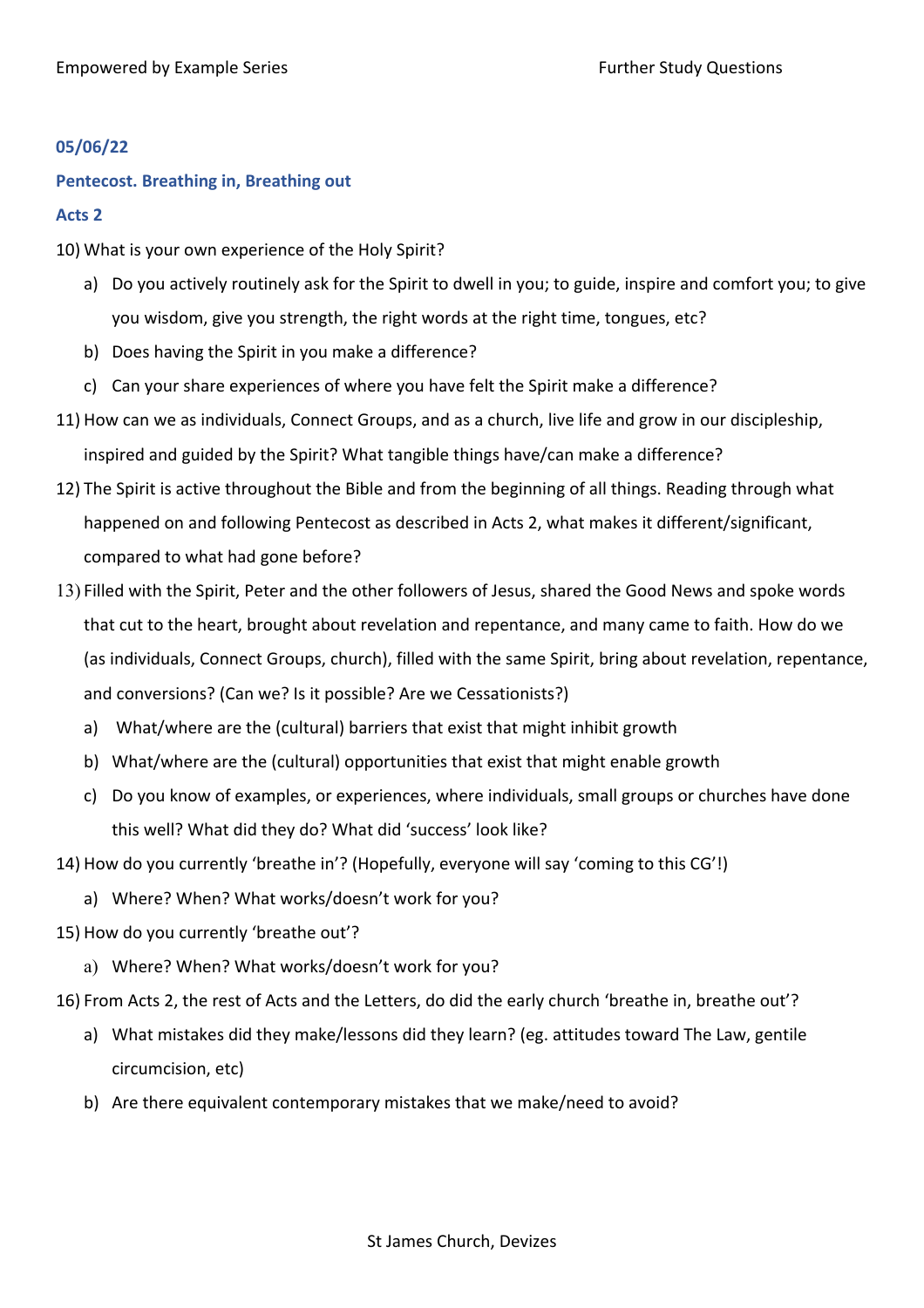**05/06/22**

**Pentecost. Breathing in, Breathing out**

**Acts 2**

10) What is your own experience of the Holy Spirit?
    a) Do you actively routinely ask for the Spirit to dwell in you; to guide, inspire and comfort you; to give you wisdom, give you strength, the right words at the right time, tongues, etc?
    b) Does having the Spirit in you make a difference?
    c) Can your share experiences of where you have felt the Spirit make a difference?
11) How can we as individuals, Connect Groups, and as a church, live life and grow in our discipleship, inspired and guided by the Spirit? What tangible things have/can make a difference?
12) The Spirit is active throughout the Bible and from the beginning of all things. Reading through what happened on and following Pentecost as described in Acts 2, what makes it different/significant, compared to what had gone before?
13) Filled with the Spirit, Peter and the other followers of Jesus, shared the Good News and spoke words that cut to the heart, brought about revelation and repentance, and many came to faith. How do we (as individuals, Connect Groups, church), filled with the same Spirit, bring about revelation, repentance, and conversions? (Can we? Is it possible? Are we Cessationists?)
    a) What/where are the (cultural) barriers that exist that might inhibit growth
    b) What/where are the (cultural) opportunities that exist that might enable growth
    c) Do you know of examples, or experiences, where individuals, small groups or churches have done this well? What did they do? What did 'success' look like?
14) How do you currently 'breathe in'? (Hopefully, everyone will say 'coming to this CG'!)
    a) Where? When? What works/doesn't work for you?
15) How do you currently 'breathe out'?
    a) Where? When? What works/doesn't work for you?
16) From Acts 2, the rest of Acts and the Letters, do did the early church 'breathe in, breathe out'?
    a) What mistakes did they make/lessons did they learn? (eg. attitudes toward The Law, gentile circumcision, etc)
    b) Are there equivalent contemporary mistakes that we make/need to avoid?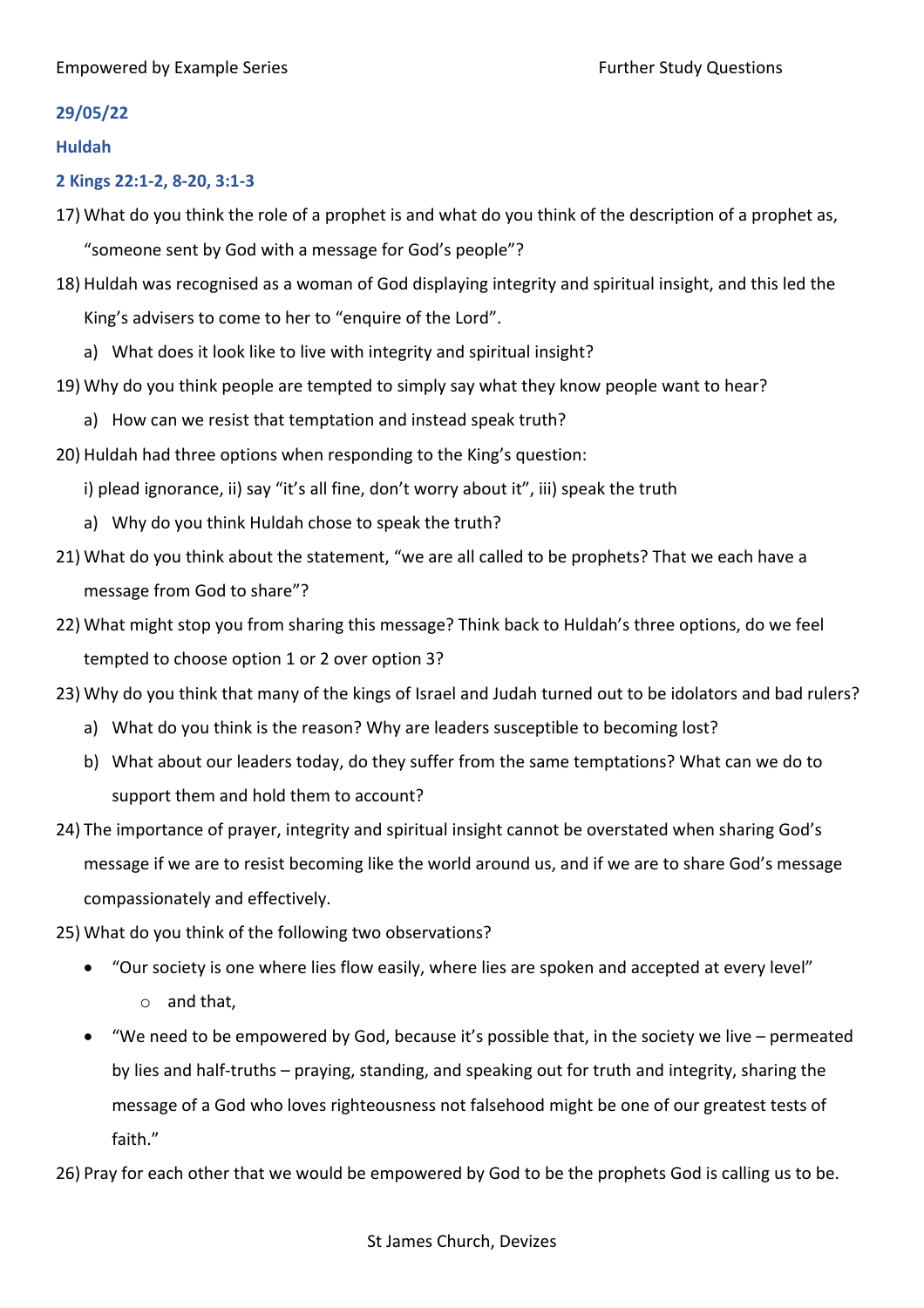**29/05/22**

**Huldah**

**2 Kings 22:1-2, 8-20, 3:1-3**

17) What do you think the role of a prophet is and what do you think of the description of a prophet as, "someone sent by God with a message for God's people"?

18) Huldah was recognised as a woman of God displaying integrity and spiritual insight, and this led the King's advisers to come to her to "enquire of the Lord".
    a) What does it look like to live with integrity and spiritual insight?

19) Why do you think people are tempted to simply say what they know people want to hear?
    a) How can we resist that temptation and instead speak truth?

20) Huldah had three options when responding to the King's question:
    i) plead ignorance, ii) say "it's all fine, don't worry about it", iii) speak the truth
    a) Why do you think Huldah chose to speak the truth?

21) What do you think about the statement, "we are all called to be prophets? That we each have a message from God to share"?

22) What might stop you from sharing this message? Think back to Huldah's three options, do we feel tempted to choose option 1 or 2 over option 3?

23) Why do you think that many of the kings of Israel and Judah turned out to be idolators and bad rulers?
    a) What do you think is the reason? Why are leaders susceptible to becoming lost?
    b) What about our leaders today, do they suffer from the same temptations? What can we do to support them and hold them to account?

24) The importance of prayer, integrity and spiritual insight cannot be overstated when sharing God's message if we are to resist becoming like the world around us, and if we are to share God's message compassionately and effectively.

25) What do you think of the following two observations?
    - "Our society is one where lies flow easily, where lies are spoken and accepted at every level"
        - and that,
    - "We need to be empowered by God, because it's possible that, in the society we live – permeated by lies and half-truths – praying, standing, and speaking out for truth and integrity, sharing the message of a God who loves righteousness not falsehood might be one of our greatest tests of faith."

26) Pray for each other that we would be empowered by God to be the prophets God is calling us to be.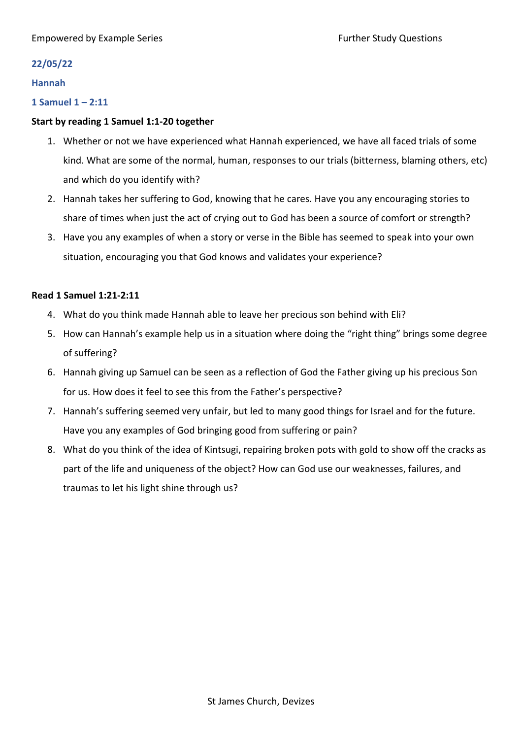### 22/05/22

### Hannah

### 1 Samuel 1 – 2:11

**Start by reading 1 Samuel 1:1-20 together**

1. Whether or not we have experienced what Hannah experienced, we have all faced trials of some kind. What are some of the normal, human, responses to our trials (bitterness, blaming others, etc) and which do you identify with?
2. Hannah takes her suffering to God, knowing that he cares. Have you any encouraging stories to share of times when just the act of crying out to God has been a source of comfort or strength?
3. Have you any examples of when a story or verse in the Bible has seemed to speak into your own situation, encouraging you that God knows and validates your experience?

**Read 1 Samuel 1:21-2:11**

4. What do you think made Hannah able to leave her precious son behind with Eli?
5. How can Hannah's example help us in a situation where doing the "right thing" brings some degree of suffering?
6. Hannah giving up Samuel can be seen as a reflection of God the Father giving up his precious Son for us. How does it feel to see this from the Father's perspective?
7. Hannah's suffering seemed very unfair, but led to many good things for Israel and for the future. Have you any examples of God bringing good from suffering or pain?
8. What do you think of the idea of Kintsugi, repairing broken pots with gold to show off the cracks as part of the life and uniqueness of the object? How can God use our weaknesses, failures, and traumas to let his light shine through us?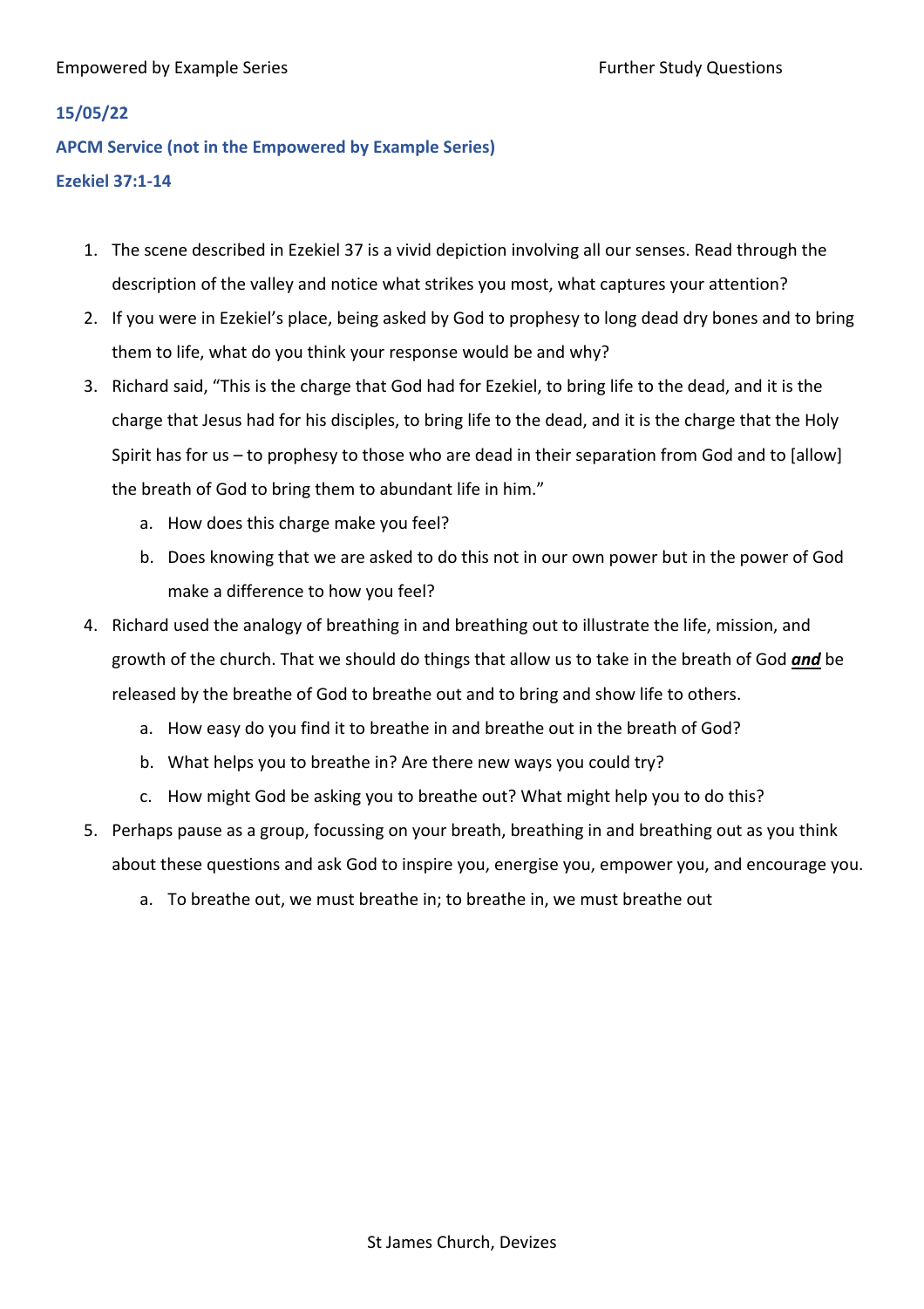**15/05/22**

**APCM Service (not in the Empowered by Example Series)**

**Ezekiel 37:1-14**

1. The scene described in Ezekiel 37 is a vivid depiction involving all our senses. Read through the description of the valley and notice what strikes you most, what captures your attention?
2. If you were in Ezekiel's place, being asked by God to prophesy to long dead dry bones and to bring them to life, what do you think your response would be and why?
3. Richard said, "This is the charge that God had for Ezekiel, to bring life to the dead, and it is the charge that Jesus had for his disciples, to bring life to the dead, and it is the charge that the Holy Spirit has for us – to prophesy to those who are dead in their separation from God and to [allow] the breath of God to bring them to abundant life in him."
   a. How does this charge make you feel?
   b. Does knowing that we are asked to do this not in our own power but in the power of God make a difference to how you feel?
4. Richard used the analogy of breathing in and breathing out to illustrate the life, mission, and growth of the church. That we should do things that allow us to take in the breath of God ***and*** be released by the breathe of God to breathe out and to bring and show life to others.
   a. How easy do you find it to breathe in and breathe out in the breath of God?
   b. What helps you to breathe in? Are there new ways you could try?
   c. How might God be asking you to breathe out? What might help you to do this?
5. Perhaps pause as a group, focussing on your breath, breathing in and breathing out as you think about these questions and ask God to inspire you, energise you, empower you, and encourage you.
   a. To breathe out, we must breathe in; to breathe in, we must breathe out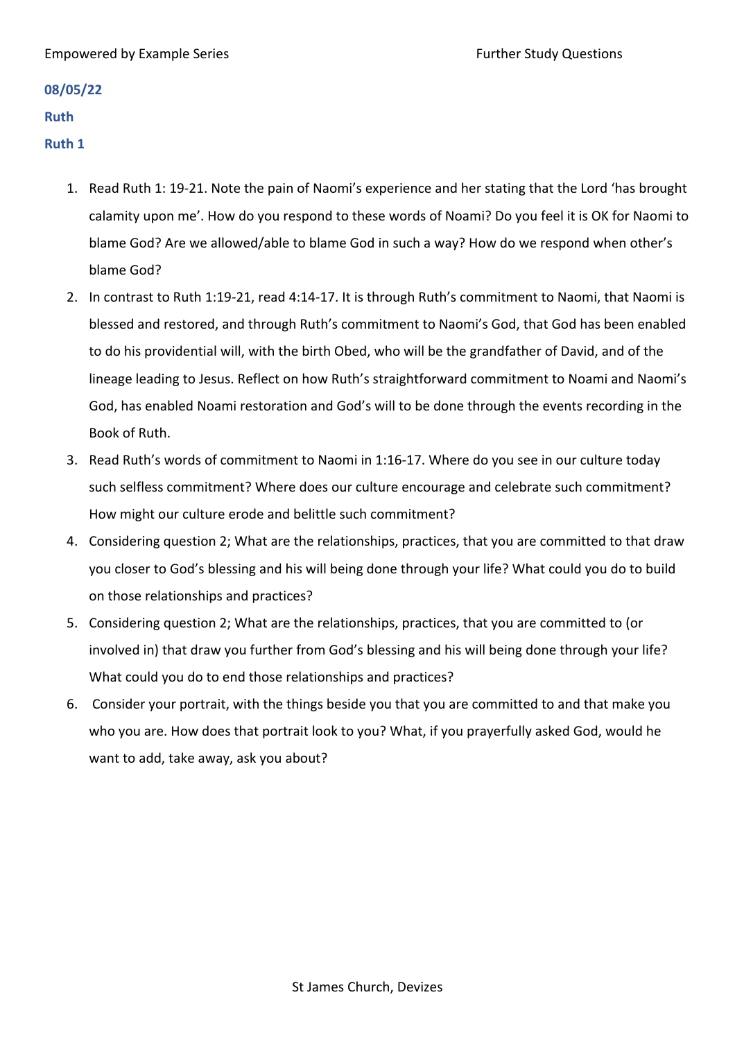**08/05/22**

**Ruth**

**Ruth 1**

1. Read Ruth 1: 19-21. Note the pain of Naomi's experience and her stating that the Lord 'has brought calamity upon me'. How do you respond to these words of Noami? Do you feel it is OK for Naomi to blame God? Are we allowed/able to blame God in such a way? How do we respond when other's blame God?
2. In contrast to Ruth 1:19-21, read 4:14-17. It is through Ruth's commitment to Naomi, that Naomi is blessed and restored, and through Ruth's commitment to Naomi's God, that God has been enabled to do his providential will, with the birth Obed, who will be the grandfather of David, and of the lineage leading to Jesus. Reflect on how Ruth's straightforward commitment to Noami and Naomi's God, has enabled Noami restoration and God's will to be done through the events recording in the Book of Ruth.
3. Read Ruth's words of commitment to Naomi in 1:16-17. Where do you see in our culture today such selfless commitment? Where does our culture encourage and celebrate such commitment? How might our culture erode and belittle such commitment?
4. Considering question 2; What are the relationships, practices, that you are committed to that draw you closer to God's blessing and his will being done through your life? What could you do to build on those relationships and practices?
5. Considering question 2; What are the relationships, practices, that you are committed to (or involved in) that draw you further from God's blessing and his will being done through your life? What could you do to end those relationships and practices?
6. Consider your portrait, with the things beside you that you are committed to and that make you who you are. How does that portrait look to you? What, if you prayerfully asked God, would he want to add, take away, ask you about?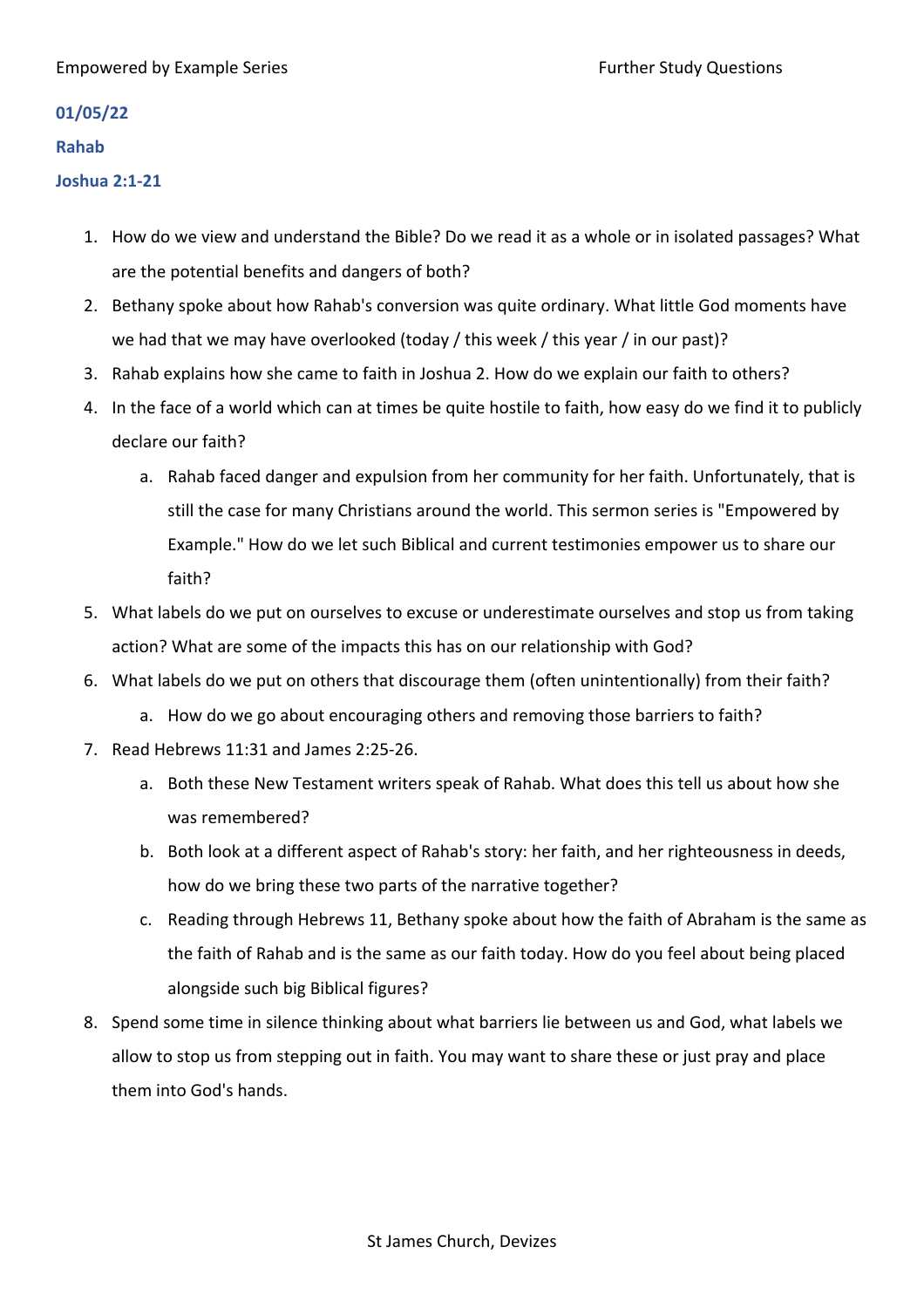**01/05/22**

**Rahab**

**Joshua 2:1-21**

1. How do we view and understand the Bible? Do we read it as a whole or in isolated passages? What are the potential benefits and dangers of both?
2. Bethany spoke about how Rahab's conversion was quite ordinary. What little God moments have we had that we may have overlooked (today / this week / this year / in our past)?
3. Rahab explains how she came to faith in Joshua 2. How do we explain our faith to others?
4. In the face of a world which can at times be quite hostile to faith, how easy do we find it to publicly declare our faith?
   a. Rahab faced danger and expulsion from her community for her faith. Unfortunately, that is still the case for many Christians around the world. This sermon series is "Empowered by Example." How do we let such Biblical and current testimonies empower us to share our faith?
5. What labels do we put on ourselves to excuse or underestimate ourselves and stop us from taking action? What are some of the impacts this has on our relationship with God?
6. What labels do we put on others that discourage them (often unintentionally) from their faith?
   a. How do we go about encouraging others and removing those barriers to faith?
7. Read Hebrews 11:31 and James 2:25-26.
   a. Both these New Testament writers speak of Rahab. What does this tell us about how she was remembered?
   b. Both look at a different aspect of Rahab's story: her faith, and her righteousness in deeds, how do we bring these two parts of the narrative together?
   c. Reading through Hebrews 11, Bethany spoke about how the faith of Abraham is the same as the faith of Rahab and is the same as our faith today. How do you feel about being placed alongside such big Biblical figures?
8. Spend some time in silence thinking about what barriers lie between us and God, what labels we allow to stop us from stepping out in faith. You may want to share these or just pray and place them into God's hands.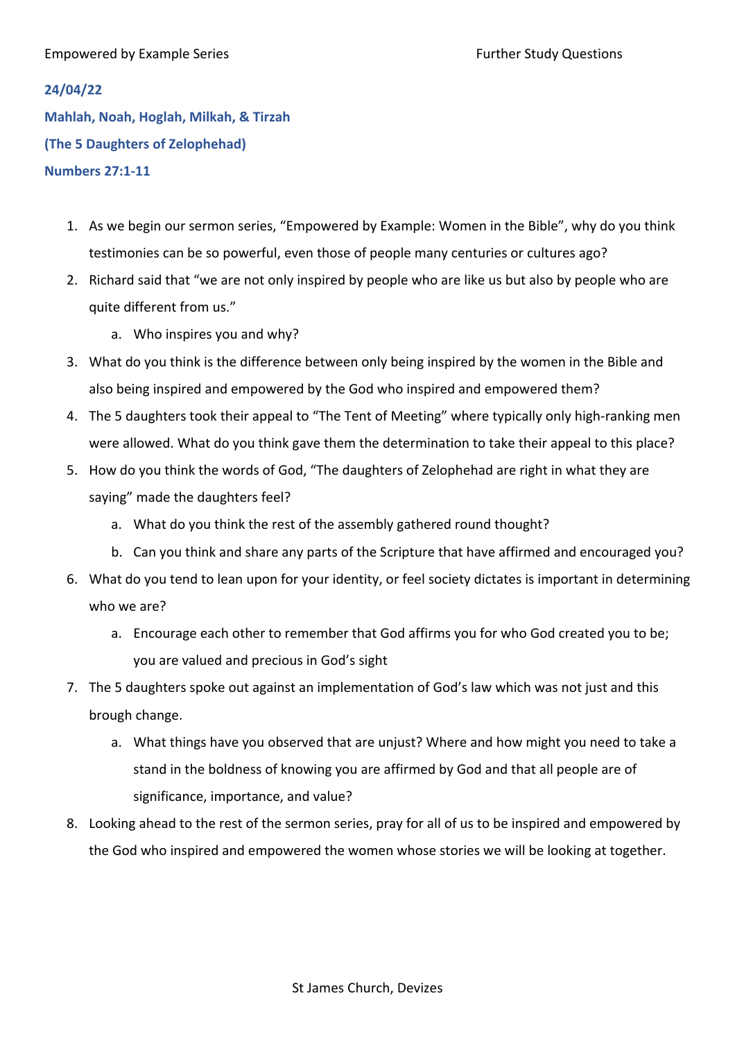**24/04/22**

**Mahlah, Noah, Hoglah, Milkah, & Tirzah**

**(The 5 Daughters of Zelophehad)**

**Numbers 27:1-11**

1. As we begin our sermon series, "Empowered by Example: Women in the Bible", why do you think testimonies can be so powerful, even those of people many centuries or cultures ago?
2. Richard said that "we are not only inspired by people who are like us but also by people who are quite different from us."
    a. Who inspires you and why?
3. What do you think is the difference between only being inspired by the women in the Bible and also being inspired and empowered by the God who inspired and empowered them?
4. The 5 daughters took their appeal to "The Tent of Meeting" where typically only high-ranking men were allowed. What do you think gave them the determination to take their appeal to this place?
5. How do you think the words of God, "The daughters of Zelophehad are right in what they are saying" made the daughters feel?
    a. What do you think the rest of the assembly gathered round thought?
    b. Can you think and share any parts of the Scripture that have affirmed and encouraged you?
6. What do you tend to lean upon for your identity, or feel society dictates is important in determining who we are?
    a. Encourage each other to remember that God affirms you for who God created you to be; you are valued and precious in God's sight
7. The 5 daughters spoke out against an implementation of God's law which was not just and this brough change.
    a. What things have you observed that are unjust? Where and how might you need to take a stand in the boldness of knowing you are affirmed by God and that all people are of significance, importance, and value?
8. Looking ahead to the rest of the sermon series, pray for all of us to be inspired and empowered by the God who inspired and empowered the women whose stories we will be looking at together.